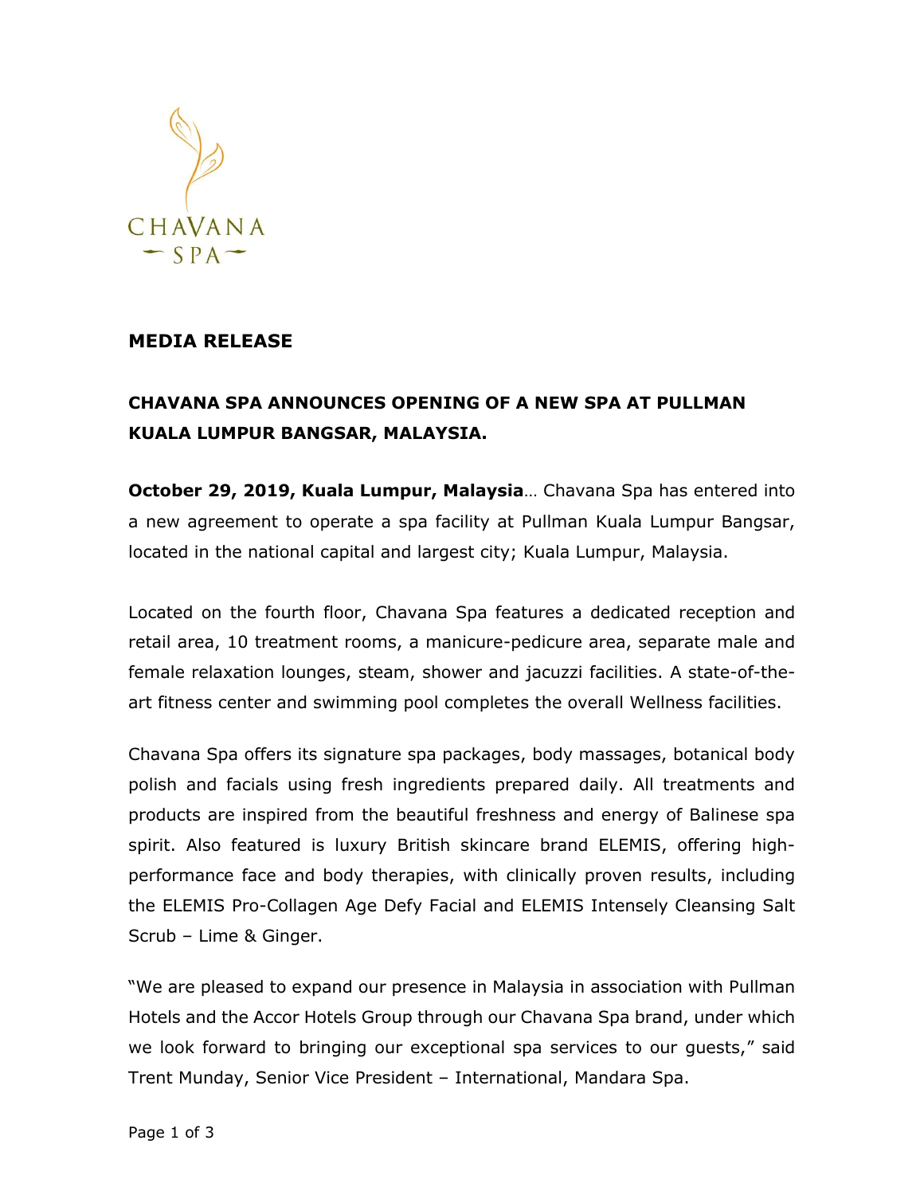CHAVANA
SPA

**MEDIA RELEASE**

**CHAVANA SPA ANNOUNCES OPENING OF A NEW SPA AT PULLMAN KUALA LUMPUR BANGSAR, MALAYSIA.**

**October 29, 2019, Kuala Lumpur, Malaysia**… Chavana Spa has entered into a new agreement to operate a spa facility at Pullman Kuala Lumpur Bangsar, located in the national capital and largest city; Kuala Lumpur, Malaysia.

Located on the fourth floor, Chavana Spa features a dedicated reception and retail area, 10 treatment rooms, a manicure-pedicure area, separate male and female relaxation lounges, steam, shower and jacuzzi facilities. A state-of-the-art fitness center and swimming pool completes the overall Wellness facilities.

Chavana Spa offers its signature spa packages, body massages, botanical body polish and facials using fresh ingredients prepared daily. All treatments and products are inspired from the beautiful freshness and energy of Balinese spa spirit. Also featured is luxury British skincare brand ELEMIS, offering high-performance face and body therapies, with clinically proven results, including the ELEMIS Pro-Collagen Age Defy Facial and ELEMIS Intensely Cleansing Salt Scrub – Lime & Ginger.

"We are pleased to expand our presence in Malaysia in association with Pullman Hotels and the Accor Hotels Group through our Chavana Spa brand, under which we look forward to bringing our exceptional spa services to our guests," said Trent Munday, Senior Vice President – International, Mandara Spa.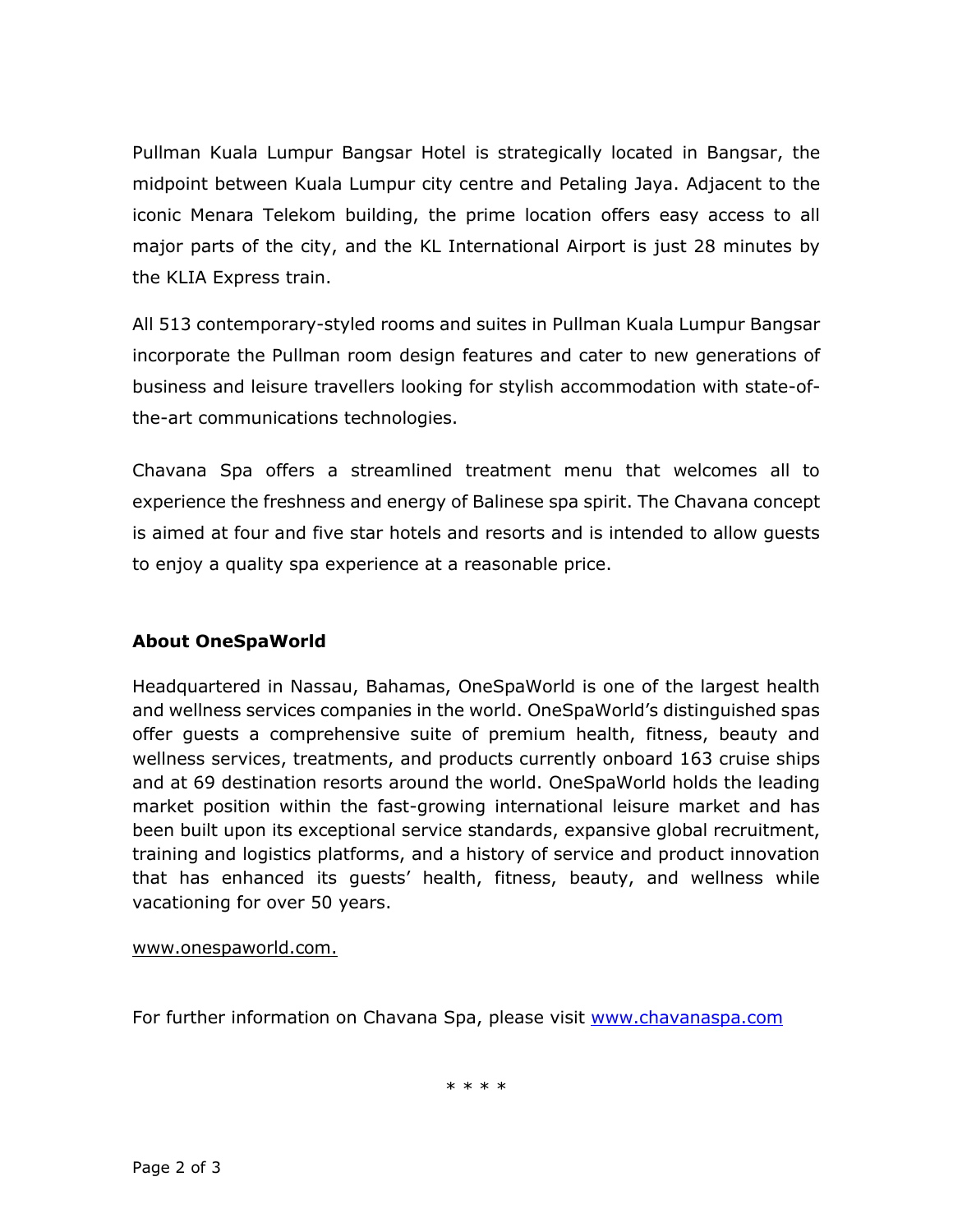Pullman Kuala Lumpur Bangsar Hotel is strategically located in Bangsar, the midpoint between Kuala Lumpur city centre and Petaling Jaya. Adjacent to the iconic Menara Telekom building, the prime location offers easy access to all major parts of the city, and the KL International Airport is just 28 minutes by the KLIA Express train.

All 513 contemporary-styled rooms and suites in Pullman Kuala Lumpur Bangsar incorporate the Pullman room design features and cater to new generations of business and leisure travellers looking for stylish accommodation with state-of-the-art communications technologies.

Chavana Spa offers a streamlined treatment menu that welcomes all to experience the freshness and energy of Balinese spa spirit. The Chavana concept is aimed at four and five star hotels and resorts and is intended to allow guests to enjoy a quality spa experience at a reasonable price.

**About OneSpaWorld**

Headquartered in Nassau, Bahamas, OneSpaWorld is one of the largest health and wellness services companies in the world. OneSpaWorld's distinguished spas offer guests a comprehensive suite of premium health, fitness, beauty and wellness services, treatments, and products currently onboard 163 cruise ships and at 69 destination resorts around the world. OneSpaWorld holds the leading market position within the fast-growing international leisure market and has been built upon its exceptional service standards, expansive global recruitment, training and logistics platforms, and a history of service and product innovation that has enhanced its guests' health, fitness, beauty, and wellness while vacationing for over 50 years.

www.onespaworld.com.

For further information on Chavana Spa, please visit www.chavanaspa.com

\* \* \* \*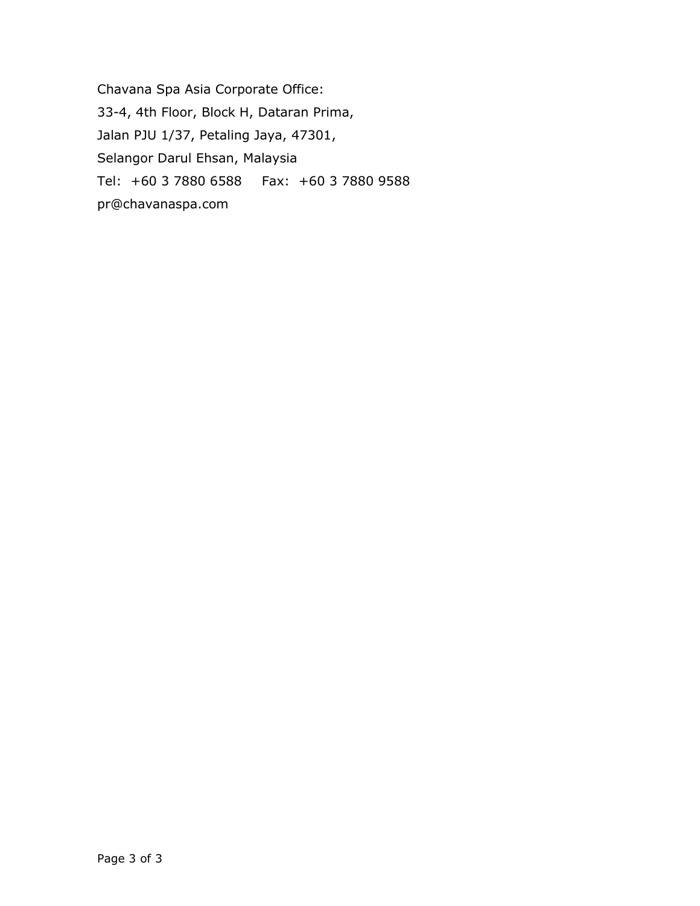Chavana Spa Asia Corporate Office:
33-4, 4th Floor, Block H, Dataran Prima,
Jalan PJU 1/37, Petaling Jaya, 47301,
Selangor Darul Ehsan, Malaysia
Tel: +60 3 7880 6588   Fax: +60 3 7880 9588
pr@chavanaspa.com